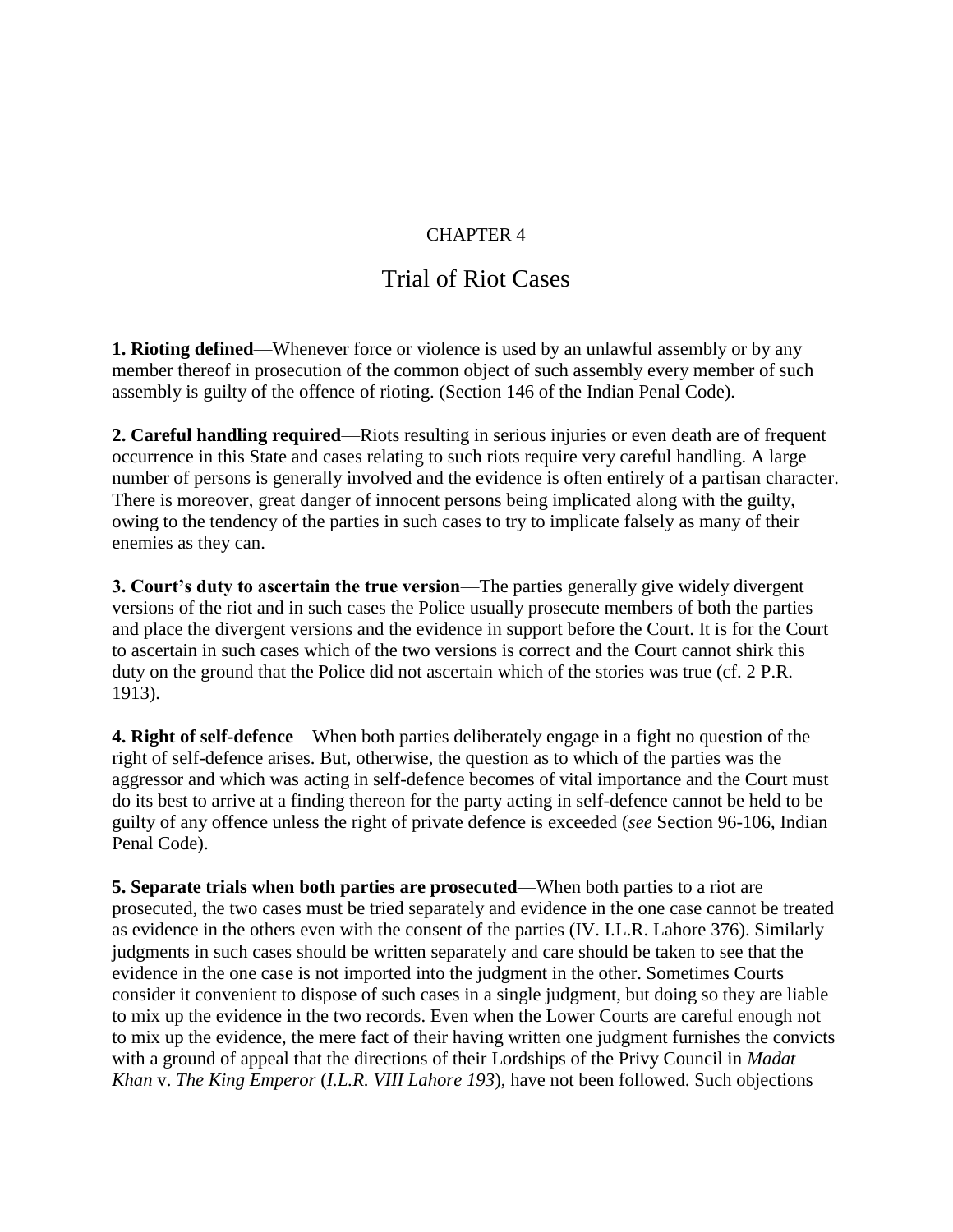CHAPTER 4

# Trial of Riot Cases

**1. Rioting defined**—Whenever force or violence is used by an unlawful assembly or by any member thereof in prosecution of the common object of such assembly every member of such assembly is guilty of the offence of rioting. (Section 146 of the Indian Penal Code).

**2. Careful handling required**—Riots resulting in serious injuries or even death are of frequent occurrence in this State and cases relating to such riots require very careful handling. A large number of persons is generally involved and the evidence is often entirely of a partisan character. There is moreover, great danger of innocent persons being implicated along with the guilty, owing to the tendency of the parties in such cases to try to implicate falsely as many of their enemies as they can.

**3. Court's duty to ascertain the true version**—The parties generally give widely divergent versions of the riot and in such cases the Police usually prosecute members of both the parties and place the divergent versions and the evidence in support before the Court. It is for the Court to ascertain in such cases which of the two versions is correct and the Court cannot shirk this duty on the ground that the Police did not ascertain which of the stories was true (cf. 2 P.R. 1913).

**4. Right of self-defence**—When both parties deliberately engage in a fight no question of the right of self-defence arises. But, otherwise, the question as to which of the parties was the aggressor and which was acting in self-defence becomes of vital importance and the Court must do its best to arrive at a finding thereon for the party acting in self-defence cannot be held to be guilty of any offence unless the right of private defence is exceeded (*see* Section 96-106, Indian Penal Code).

**5. Separate trials when both parties are prosecuted**—When both parties to a riot are prosecuted, the two cases must be tried separately and evidence in the one case cannot be treated as evidence in the others even with the consent of the parties (IV. I.L.R. Lahore 376). Similarly judgments in such cases should be written separately and care should be taken to see that the evidence in the one case is not imported into the judgment in the other. Sometimes Courts consider it convenient to dispose of such cases in a single judgment, but doing so they are liable to mix up the evidence in the two records. Even when the Lower Courts are careful enough not to mix up the evidence, the mere fact of their having written one judgment furnishes the convicts with a ground of appeal that the directions of their Lordships of the Privy Council in *Madat Khan* v. *The King Emperor* (*I.L.R. VIII Lahore 193*), have not been followed. Such objections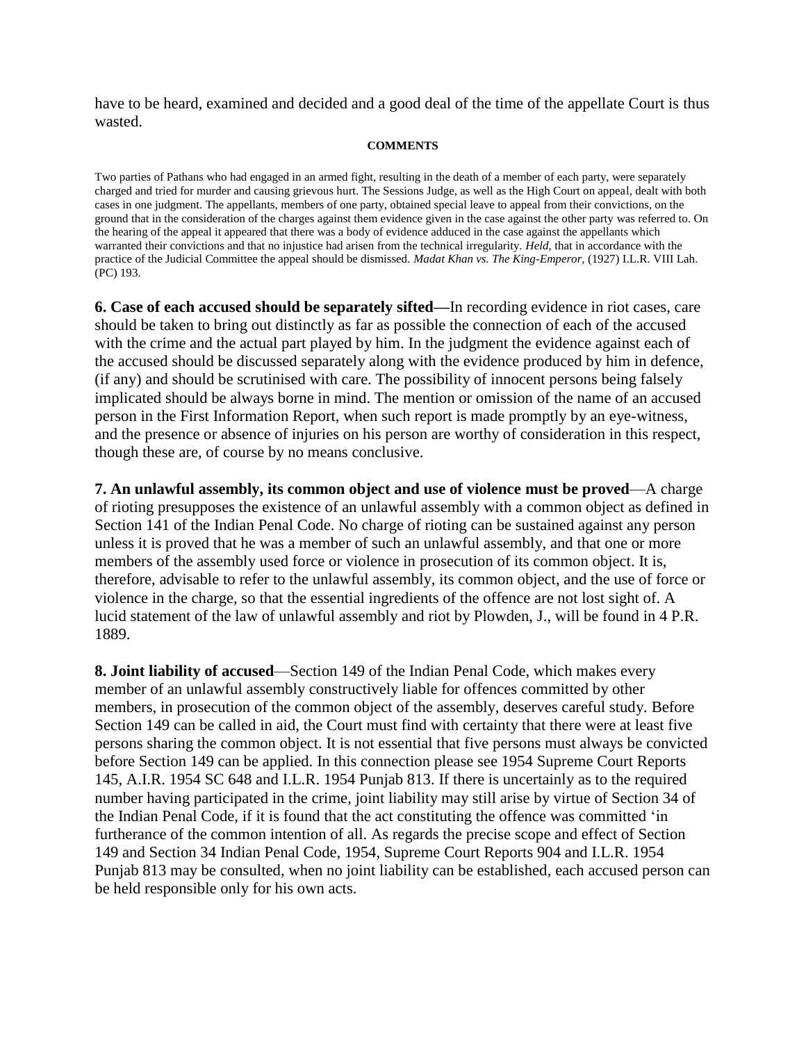have to be heard, examined and decided and a good deal of the time of the appellate Court is thus wasted.

**COMMENTS**

Two parties of Pathans who had engaged in an armed fight, resulting in the death of a member of each party, were separately charged and tried for murder and causing grievous hurt. The Sessions Judge, as well as the High Court on appeal, dealt with both cases in one judgment. The appellants, members of one party, obtained special leave to appeal from their convictions, on the ground that in the consideration of the charges against them evidence given in the case against the other party was referred to. On the hearing of the appeal it appeared that there was a body of evidence adduced in the case against the appellants which warranted their convictions and that no injustice had arisen from the technical irregularity. *Held,* that in accordance with the practice of the Judicial Committee the appeal should be dismissed. *Madat Khan vs. The King-Emperor,* (1927) I.L.R. VIII Lah. (PC) 193.

**6. Case of each accused should be separately sifted—**In recording evidence in riot cases, care should be taken to bring out distinctly as far as possible the connection of each of the accused with the crime and the actual part played by him. In the judgment the evidence against each of the accused should be discussed separately along with the evidence produced by him in defence, (if any) and should be scrutinised with care. The possibility of innocent persons being falsely implicated should be always borne in mind. The mention or omission of the name of an accused person in the First Information Report, when such report is made promptly by an eye-witness, and the presence or absence of injuries on his person are worthy of consideration in this respect, though these are, of course by no means conclusive.

**7. An unlawful assembly, its common object and use of violence must be proved**—A charge of rioting presupposes the existence of an unlawful assembly with a common object as defined in Section 141 of the Indian Penal Code. No charge of rioting can be sustained against any person unless it is proved that he was a member of such an unlawful assembly, and that one or more members of the assembly used force or violence in prosecution of its common object. It is, therefore, advisable to refer to the unlawful assembly, its common object, and the use of force or violence in the charge, so that the essential ingredients of the offence are not lost sight of. A lucid statement of the law of unlawful assembly and riot by Plowden, J., will be found in 4 P.R. 1889.

**8. Joint liability of accused**—Section 149 of the Indian Penal Code, which makes every member of an unlawful assembly constructively liable for offences committed by other members, in prosecution of the common object of the assembly, deserves careful study. Before Section 149 can be called in aid, the Court must find with certainty that there were at least five persons sharing the common object. It is not essential that five persons must always be convicted before Section 149 can be applied. In this connection please see 1954 Supreme Court Reports 145, A.I.R. 1954 SC 648 and I.L.R. 1954 Punjab 813. If there is uncertainly as to the required number having participated in the crime, joint liability may still arise by virtue of Section 34 of the Indian Penal Code, if it is found that the act constituting the offence was committed 'in furtherance of the common intention of all. As regards the precise scope and effect of Section 149 and Section 34 Indian Penal Code, 1954, Supreme Court Reports 904 and I.L.R. 1954 Punjab 813 may be consulted, when no joint liability can be established, each accused person can be held responsible only for his own acts.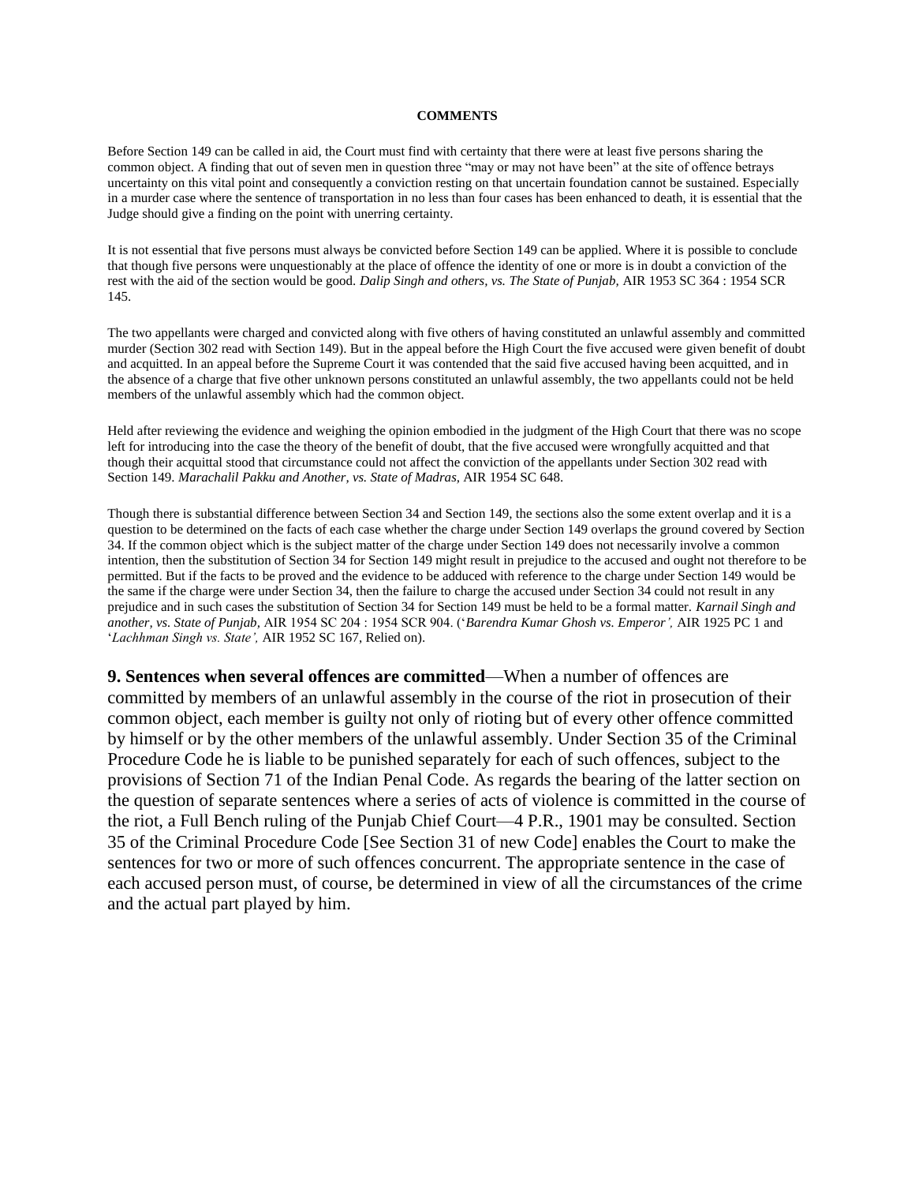**COMMENTS**

Before Section 149 can be called in aid, the Court must find with certainty that there were at least five persons sharing the common object. A finding that out of seven men in question three "may or may not have been" at the site of offence betrays uncertainty on this vital point and consequently a conviction resting on that uncertain foundation cannot be sustained. Especially in a murder case where the sentence of transportation in no less than four cases has been enhanced to death, it is essential that the Judge should give a finding on the point with unerring certainty.

It is not essential that five persons must always be convicted before Section 149 can be applied. Where it is possible to conclude that though five persons were unquestionably at the place of offence the identity of one or more is in doubt a conviction of the rest with the aid of the section would be good. *Dalip Singh and others, vs. The State of Punjab,* AIR 1953 SC 364 : 1954 SCR 145.

The two appellants were charged and convicted along with five others of having constituted an unlawful assembly and committed murder (Section 302 read with Section 149). But in the appeal before the High Court the five accused were given benefit of doubt and acquitted. In an appeal before the Supreme Court it was contended that the said five accused having been acquitted, and in the absence of a charge that five other unknown persons constituted an unlawful assembly, the two appellants could not be held members of the unlawful assembly which had the common object.

Held after reviewing the evidence and weighing the opinion embodied in the judgment of the High Court that there was no scope left for introducing into the case the theory of the benefit of doubt, that the five accused were wrongfully acquitted and that though their acquittal stood that circumstance could not affect the conviction of the appellants under Section 302 read with Section 149. *Marachalil Pakku and Another, vs. State of Madras,* AIR 1954 SC 648.

Though there is substantial difference between Section 34 and Section 149, the sections also the some extent overlap and it is a question to be determined on the facts of each case whether the charge under Section 149 overlaps the ground covered by Section 34. If the common object which is the subject matter of the charge under Section 149 does not necessarily involve a common intention, then the substitution of Section 34 for Section 149 might result in prejudice to the accused and ought not therefore to be permitted. But if the facts to be proved and the evidence to be adduced with reference to the charge under Section 149 would be the same if the charge were under Section 34, then the failure to charge the accused under Section 34 could not result in any prejudice and in such cases the substitution of Section 34 for Section 149 must be held to be a formal matter. *Karnail Singh and another, vs. State of Punjab,* AIR 1954 SC 204 : 1954 SCR 904. ('*Barendra Kumar Ghosh vs. Emperor',* AIR 1925 PC 1 and '*Lachhman Singh vs. State',* AIR 1952 SC 167, Relied on).

**9. Sentences when several offences are committed**—When a number of offences are committed by members of an unlawful assembly in the course of the riot in prosecution of their common object, each member is guilty not only of rioting but of every other offence committed by himself or by the other members of the unlawful assembly. Under Section 35 of the Criminal Procedure Code he is liable to be punished separately for each of such offences, subject to the provisions of Section 71 of the Indian Penal Code. As regards the bearing of the latter section on the question of separate sentences where a series of acts of violence is committed in the course of the riot, a Full Bench ruling of the Punjab Chief Court—4 P.R., 1901 may be consulted. Section 35 of the Criminal Procedure Code [See Section 31 of new Code] enables the Court to make the sentences for two or more of such offences concurrent. The appropriate sentence in the case of each accused person must, of course, be determined in view of all the circumstances of the crime and the actual part played by him.